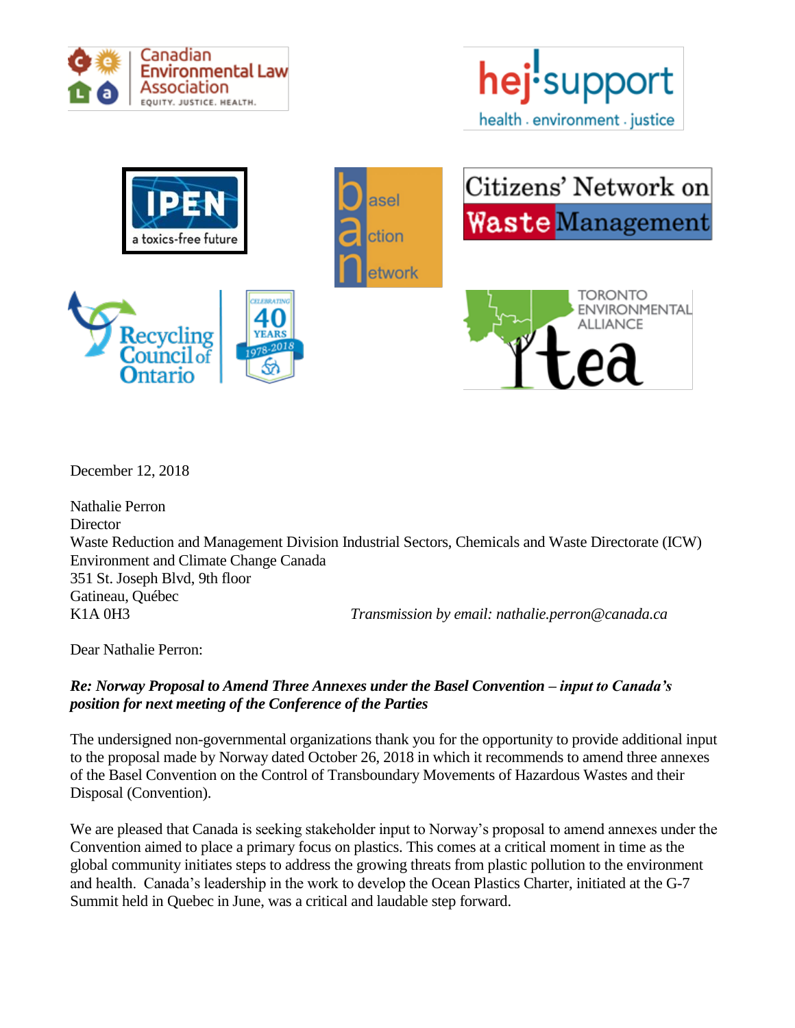Canadian Environmental Law Association
EQUITY. JUSTICE. HEALTH.

hej!support
health . environment . justice

IPEN
a toxics-free future

basel action network

Citizens' Network on Waste Management

Recycling Council of Ontario
CELEBRATING 40 YEARS 1978-2018

TORONTO ENVIRONMENTAL ALLIANCE
tea

December 12, 2018

Nathalie Perron
Director
Waste Reduction and Management Division Industrial Sectors, Chemicals and Waste Directorate (ICW)
Environment and Climate Change Canada
351 St. Joseph Blvd, 9th floor
Gatineau, Québec
K1A 0H3

*Transmission by email: nathalie.perron@canada.ca*

Dear Nathalie Perron:

***Re: Norway Proposal to Amend Three Annexes under the Basel Convention – input to Canada's position for next meeting of the Conference of the Parties***

The undersigned non-governmental organizations thank you for the opportunity to provide additional input to the proposal made by Norway dated October 26, 2018 in which it recommends to amend three annexes of the Basel Convention on the Control of Transboundary Movements of Hazardous Wastes and their Disposal (Convention).

We are pleased that Canada is seeking stakeholder input to Norway's proposal to amend annexes under the Convention aimed to place a primary focus on plastics. This comes at a critical moment in time as the global community initiates steps to address the growing threats from plastic pollution to the environment and health. Canada's leadership in the work to develop the Ocean Plastics Charter, initiated at the G-7 Summit held in Quebec in June, was a critical and laudable step forward.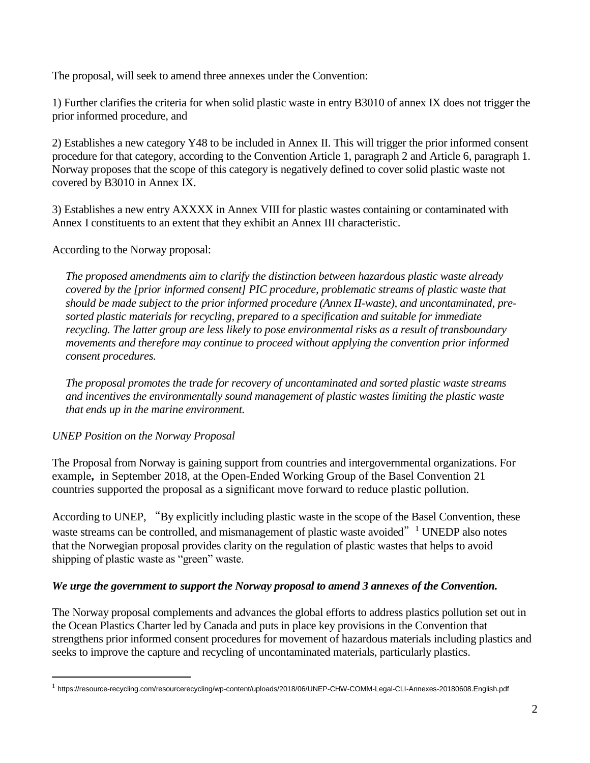The proposal, will seek to amend three annexes under the Convention:

1) Further clarifies the criteria for when solid plastic waste in entry B3010 of annex IX does not trigger the prior informed procedure, and

2) Establishes a new category Y48 to be included in Annex II. This will trigger the prior informed consent procedure for that category, according to the Convention Article 1, paragraph 2 and Article 6, paragraph 1. Norway proposes that the scope of this category is negatively defined to cover solid plastic waste not covered by B3010 in Annex IX.

3) Establishes a new entry AXXXX in Annex VIII for plastic wastes containing or contaminated with Annex I constituents to an extent that they exhibit an Annex III characteristic.

According to the Norway proposal:

> *The proposed amendments aim to clarify the distinction between hazardous plastic waste already covered by the [prior informed consent] PIC procedure, problematic streams of plastic waste that should be made subject to the prior informed procedure (Annex II-waste), and uncontaminated, pre-sorted plastic materials for recycling, prepared to a specification and suitable for immediate recycling. The latter group are less likely to pose environmental risks as a result of transboundary movements and therefore may continue to proceed without applying the convention prior informed consent procedures.*
>
> *The proposal promotes the trade for recovery of uncontaminated and sorted plastic waste streams and incentives the environmentally sound management of plastic wastes limiting the plastic waste that ends up in the marine environment.*

*UNEP Position on the Norway Proposal*

The Proposal from Norway is gaining support from countries and intergovernmental organizations. For example**,** in September 2018, at the Open-Ended Working Group of the Basel Convention 21 countries supported the proposal as a significant move forward to reduce plastic pollution.

According to UNEP, "By explicitly including plastic waste in the scope of the Basel Convention, these waste streams can be controlled, and mismanagement of plastic waste avoided" [1] UNEDP also notes that the Norwegian proposal provides clarity on the regulation of plastic wastes that helps to avoid shipping of plastic waste as "green" waste.

***We urge the government to support the Norway proposal to amend 3 annexes of the Convention.***

The Norway proposal complements and advances the global efforts to address plastics pollution set out in the Ocean Plastics Charter led by Canada and puts in place key provisions in the Convention that strengthens prior informed consent procedures for movement of hazardous materials including plastics and seeks to improve the capture and recycling of uncontaminated materials, particularly plastics.

---

[1] https://resource-recycling.com/resourcerecycling/wp-content/uploads/2018/06/UNEP-CHW-COMM-Legal-CLI-Annexes-20180608.English.pdf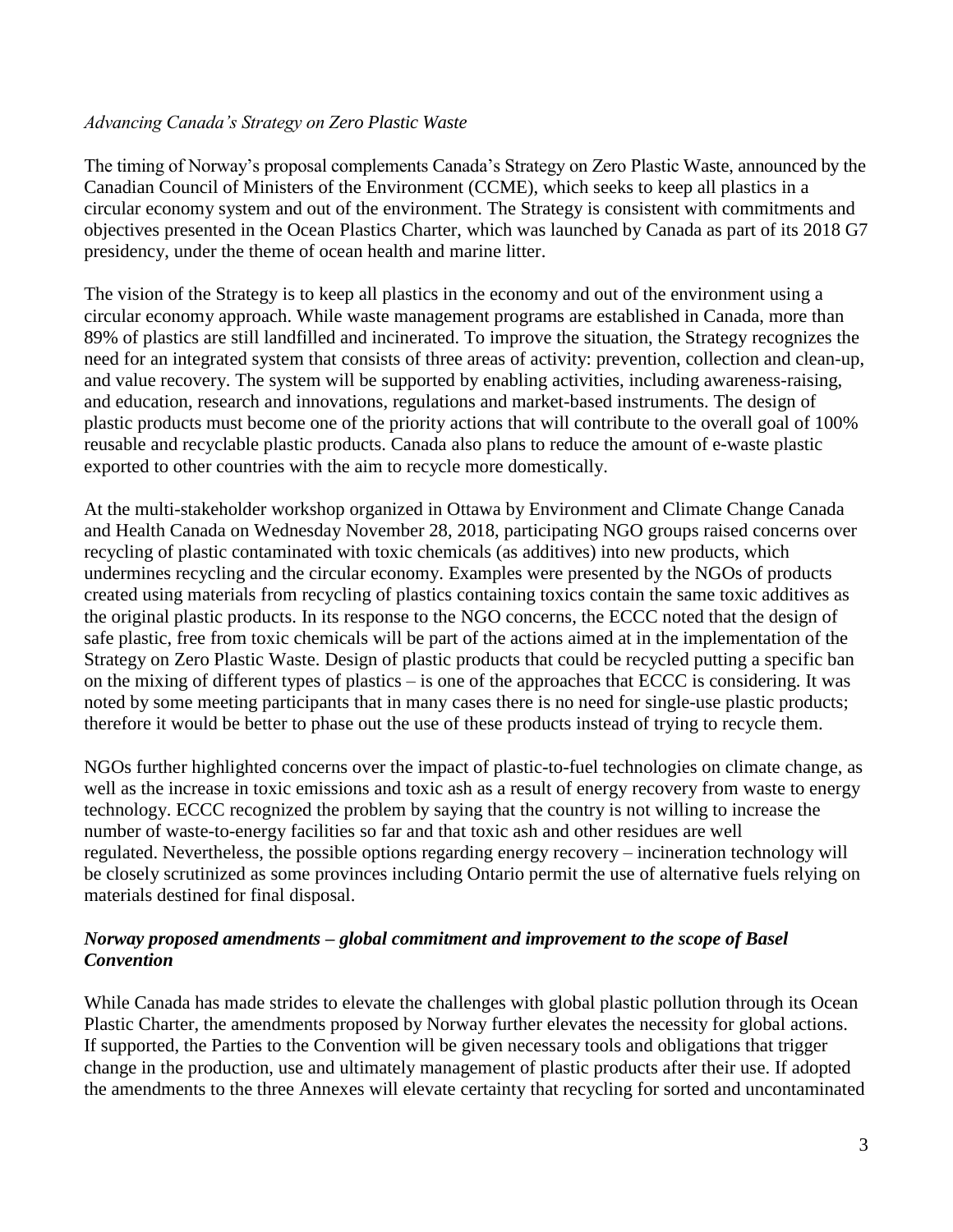*Advancing Canada's Strategy on Zero Plastic Waste*

The timing of Norway's proposal complements Canada's Strategy on Zero Plastic Waste, announced by the Canadian Council of Ministers of the Environment (CCME), which seeks to keep all plastics in a circular economy system and out of the environment. The Strategy is consistent with commitments and objectives presented in the Ocean Plastics Charter, which was launched by Canada as part of its 2018 G7 presidency, under the theme of ocean health and marine litter.

The vision of the Strategy is to keep all plastics in the economy and out of the environment using a circular economy approach. While waste management programs are established in Canada, more than 89% of plastics are still landfilled and incinerated. To improve the situation, the Strategy recognizes the need for an integrated system that consists of three areas of activity: prevention, collection and clean-up, and value recovery. The system will be supported by enabling activities, including awareness-raising, and education, research and innovations, regulations and market-based instruments. The design of plastic products must become one of the priority actions that will contribute to the overall goal of 100% reusable and recyclable plastic products. Canada also plans to reduce the amount of e-waste plastic exported to other countries with the aim to recycle more domestically.

At the multi-stakeholder workshop organized in Ottawa by Environment and Climate Change Canada and Health Canada on Wednesday November 28, 2018, participating NGO groups raised concerns over recycling of plastic contaminated with toxic chemicals (as additives) into new products, which undermines recycling and the circular economy. Examples were presented by the NGOs of products created using materials from recycling of plastics containing toxics contain the same toxic additives as the original plastic products. In its response to the NGO concerns, the ECCC noted that the design of safe plastic, free from toxic chemicals will be part of the actions aimed at in the implementation of the Strategy on Zero Plastic Waste. Design of plastic products that could be recycled putting a specific ban on the mixing of different types of plastics – is one of the approaches that ECCC is considering. It was noted by some meeting participants that in many cases there is no need for single-use plastic products; therefore it would be better to phase out the use of these products instead of trying to recycle them.

NGOs further highlighted concerns over the impact of plastic-to-fuel technologies on climate change, as well as the increase in toxic emissions and toxic ash as a result of energy recovery from waste to energy technology. ECCC recognized the problem by saying that the country is not willing to increase the number of waste-to-energy facilities so far and that toxic ash and other residues are well regulated. Nevertheless, the possible options regarding energy recovery – incineration technology will be closely scrutinized as some provinces including Ontario permit the use of alternative fuels relying on materials destined for final disposal.

***Norway proposed amendments – global commitment and improvement to the scope of Basel Convention***

While Canada has made strides to elevate the challenges with global plastic pollution through its Ocean Plastic Charter, the amendments proposed by Norway further elevates the necessity for global actions. If supported, the Parties to the Convention will be given necessary tools and obligations that trigger change in the production, use and ultimately management of plastic products after their use. If adopted the amendments to the three Annexes will elevate certainty that recycling for sorted and uncontaminated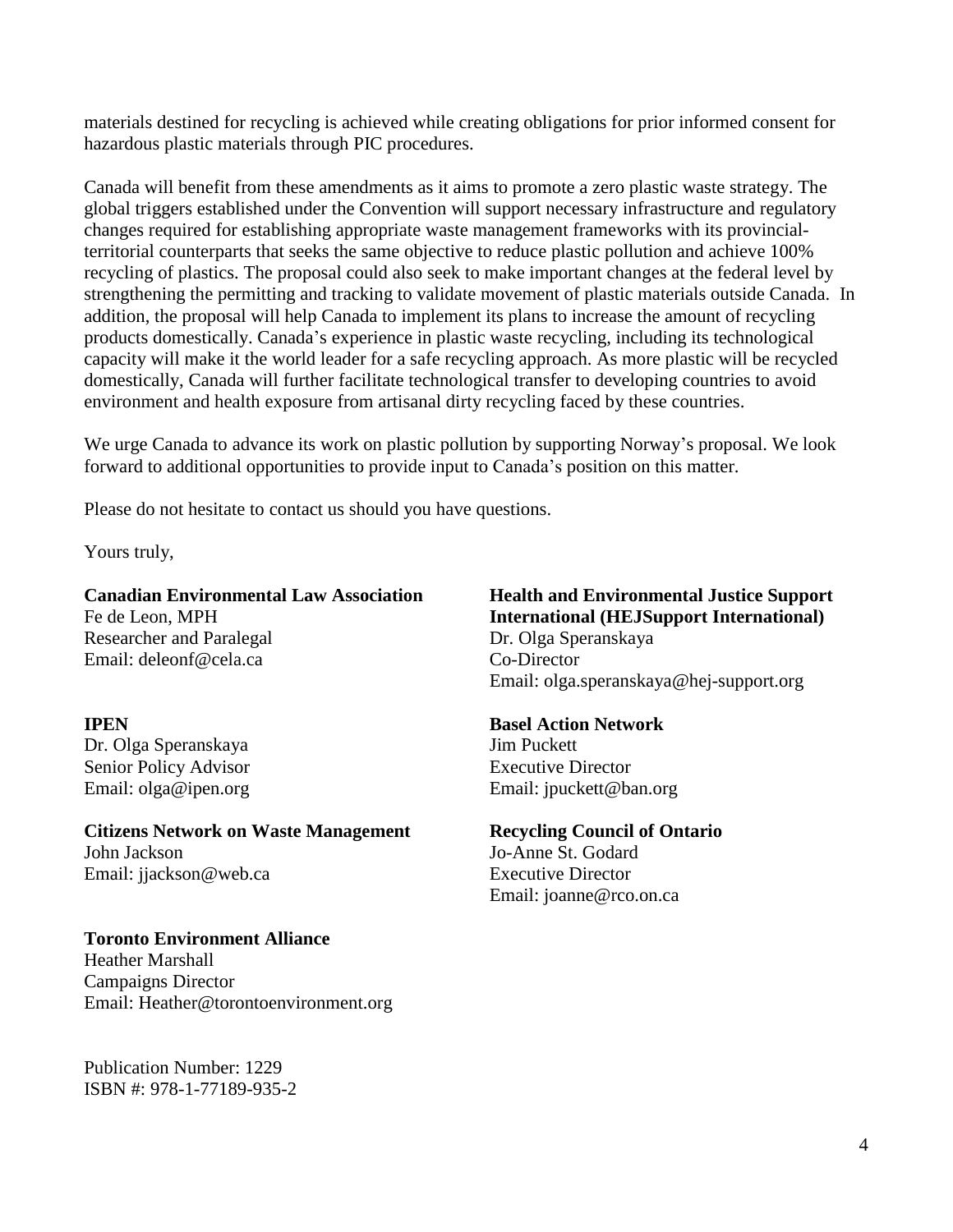materials destined for recycling is achieved while creating obligations for prior informed consent for hazardous plastic materials through PIC procedures.

Canada will benefit from these amendments as it aims to promote a zero plastic waste strategy. The global triggers established under the Convention will support necessary infrastructure and regulatory changes required for establishing appropriate waste management frameworks with its provincial-territorial counterparts that seeks the same objective to reduce plastic pollution and achieve 100% recycling of plastics. The proposal could also seek to make important changes at the federal level by strengthening the permitting and tracking to validate movement of plastic materials outside Canada. In addition, the proposal will help Canada to implement its plans to increase the amount of recycling products domestically. Canada's experience in plastic waste recycling, including its technological capacity will make it the world leader for a safe recycling approach. As more plastic will be recycled domestically, Canada will further facilitate technological transfer to developing countries to avoid environment and health exposure from artisanal dirty recycling faced by these countries.

We urge Canada to advance its work on plastic pollution by supporting Norway's proposal. We look forward to additional opportunities to provide input to Canada's position on this matter.

Please do not hesitate to contact us should you have questions.

Yours truly,

**Canadian Environmental Law Association**
Fe de Leon, MPH
Researcher and Paralegal
Email: deleonf@cela.ca

**Health and Environmental Justice Support International (HEJSupport International)**
Dr. Olga Speranskaya
Co-Director
Email: olga.speranskaya@hej-support.org

**IPEN**
Dr. Olga Speranskaya
Senior Policy Advisor
Email: olga@ipen.org

**Basel Action Network**
Jim Puckett
Executive Director
Email: jpuckett@ban.org

**Citizens Network on Waste Management**
John Jackson
Email: jjackson@web.ca

**Recycling Council of Ontario**
Jo-Anne St. Godard
Executive Director
Email: joanne@rco.on.ca

**Toronto Environment Alliance**
Heather Marshall
Campaigns Director
Email: Heather@torontoenvironment.org

Publication Number: 1229
ISBN #: 978-1-77189-935-2